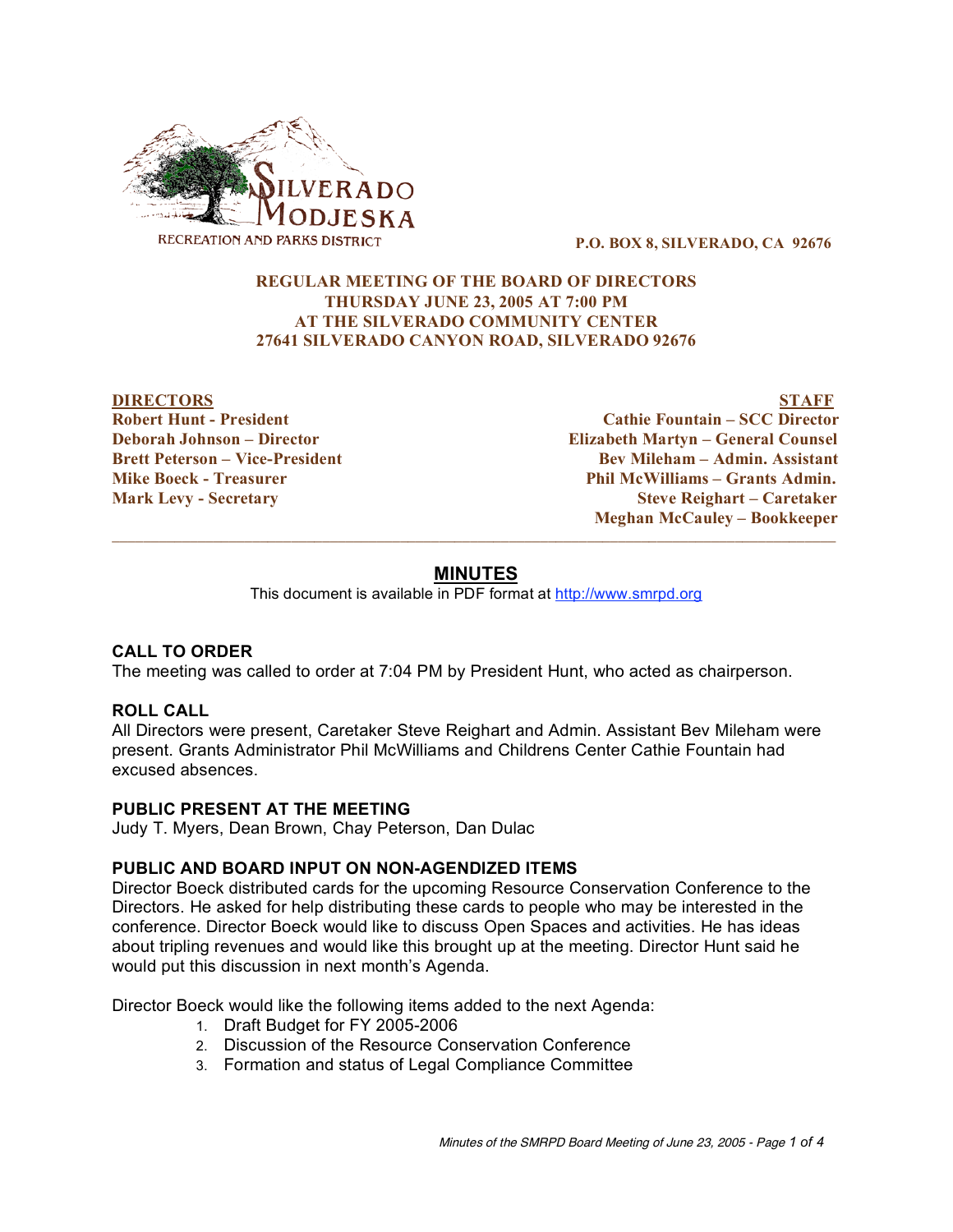SILVERADO MODJESKA RECREATION AND PARKS DISTRICT

**P.O. BOX 8, SILVERADO, CA 92676**

**REGULAR MEETING OF THE BOARD OF DIRECTORS**
**THURSDAY JUNE 23, 2005 AT 7:00 PM**
**AT THE SILVERADO COMMUNITY CENTER**
**27641 SILVERADO CANYON ROAD, SILVERADO 92676**

| DIRECTORS | STAFF |
|---|---|
| Robert Hunt - President | Cathie Fountain – SCC Director |
| Deborah Johnson – Director | Elizabeth Martyn – General Counsel |
| Brett Peterson – Vice-President | Bev Mileham – Admin. Assistant |
| Mike Boeck - Treasurer | Phil McWilliams – Grants Admin. |
| Mark Levy - Secretary | Steve Reighart – Caretaker |
| | Meghan McCauley – Bookkeeper |

# MINUTES

This document is available in PDF format at http://www.smrpd.org

## CALL TO ORDER

The meeting was called to order at 7:04 PM by President Hunt, who acted as chairperson.

## ROLL CALL

All Directors were present, Caretaker Steve Reighart and Admin. Assistant Bev Mileham were present. Grants Administrator Phil McWilliams and Childrens Center Cathie Fountain had excused absences.

## PUBLIC PRESENT AT THE MEETING

Judy T. Myers, Dean Brown, Chay Peterson, Dan Dulac

## PUBLIC AND BOARD INPUT ON NON-AGENDIZED ITEMS

Director Boeck distributed cards for the upcoming Resource Conservation Conference to the Directors. He asked for help distributing these cards to people who may be interested in the conference. Director Boeck would like to discuss Open Spaces and activities. He has ideas about tripling revenues and would like this brought up at the meeting. Director Hunt said he would put this discussion in next month's Agenda.

Director Boeck would like the following items added to the next Agenda:

1. Draft Budget for FY 2005-2006
2. Discussion of the Resource Conservation Conference
3. Formation and status of Legal Compliance Committee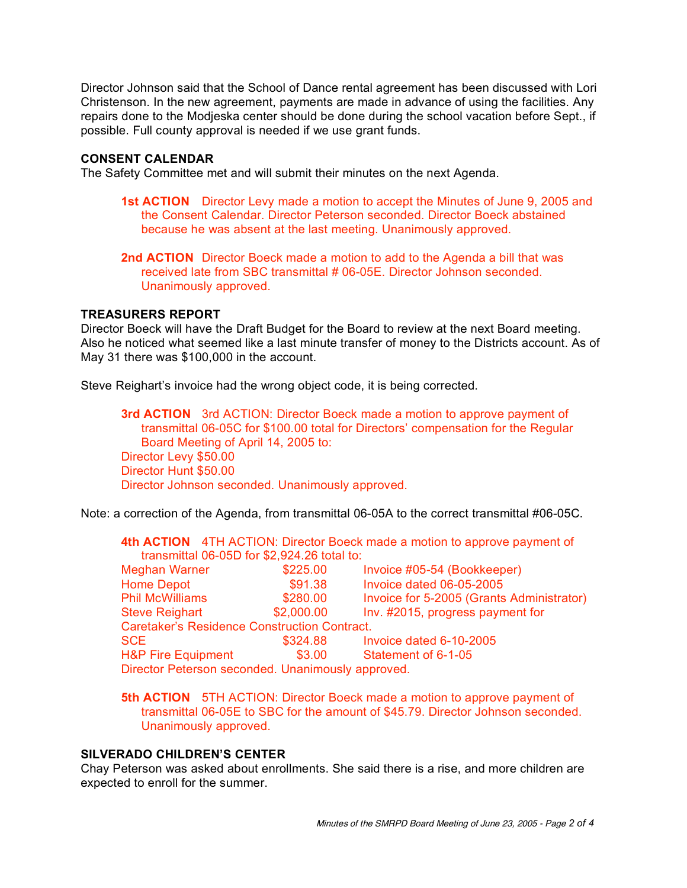Director Johnson said that the School of Dance rental agreement has been discussed with Lori Christenson. In the new agreement, payments are made in advance of using the facilities. Any repairs done to the Modjeska center should be done during the school vacation before Sept., if possible. Full county approval is needed if we use grant funds.

**CONSENT CALENDAR**

The Safety Committee met and will submit their minutes on the next Agenda.

> **1st ACTION** Director Levy made a motion to accept the Minutes of June 9, 2005 and the Consent Calendar. Director Peterson seconded. Director Boeck abstained because he was absent at the last meeting. Unanimously approved.

> **2nd ACTION** Director Boeck made a motion to add to the Agenda a bill that was received late from SBC transmittal # 06-05E. Director Johnson seconded. Unanimously approved.

**TREASURERS REPORT**

Director Boeck will have the Draft Budget for the Board to review at the next Board meeting. Also he noticed what seemed like a last minute transfer of money to the Districts account. As of May 31 there was $100,000 in the account.

Steve Reighart's invoice had the wrong object code, it is being corrected.

> **3rd ACTION** 3rd ACTION: Director Boeck made a motion to approve payment of transmittal 06-05C for $100.00 total for Directors' compensation for the Regular Board Meeting of April 14, 2005 to:
> Director Levy $50.00
> Director Hunt $50.00
> Director Johnson seconded. Unanimously approved.

Note: a correction of the Agenda, from transmittal 06-05A to the correct transmittal #06-05C.

> **4th ACTION** 4TH ACTION: Director Boeck made a motion to approve payment of transmittal 06-05D for $2,924.26 total to:

| | | |
|---|---|---|
| Meghan Warner | $225.00 | Invoice #05-54 (Bookkeeper) |
| Home Depot | $91.38 | Invoice dated 06-05-2005 |
| Phil McWilliams | $280.00 | Invoice for 5-2005 (Grants Administrator) |
| Steve Reighart | $2,000.00 | Inv. #2015, progress payment for Caretaker's Residence Construction Contract. |
| SCE | $324.88 | Invoice dated 6-10-2005 |
| H&P Fire Equipment | $3.00 | Statement of 6-1-05 |

> Director Peterson seconded. Unanimously approved.

> **5th ACTION** 5TH ACTION: Director Boeck made a motion to approve payment of transmittal 06-05E to SBC for the amount of $45.79. Director Johnson seconded. Unanimously approved.

**SILVERADO CHILDREN'S CENTER**

Chay Peterson was asked about enrollments. She said there is a rise, and more children are expected to enroll for the summer.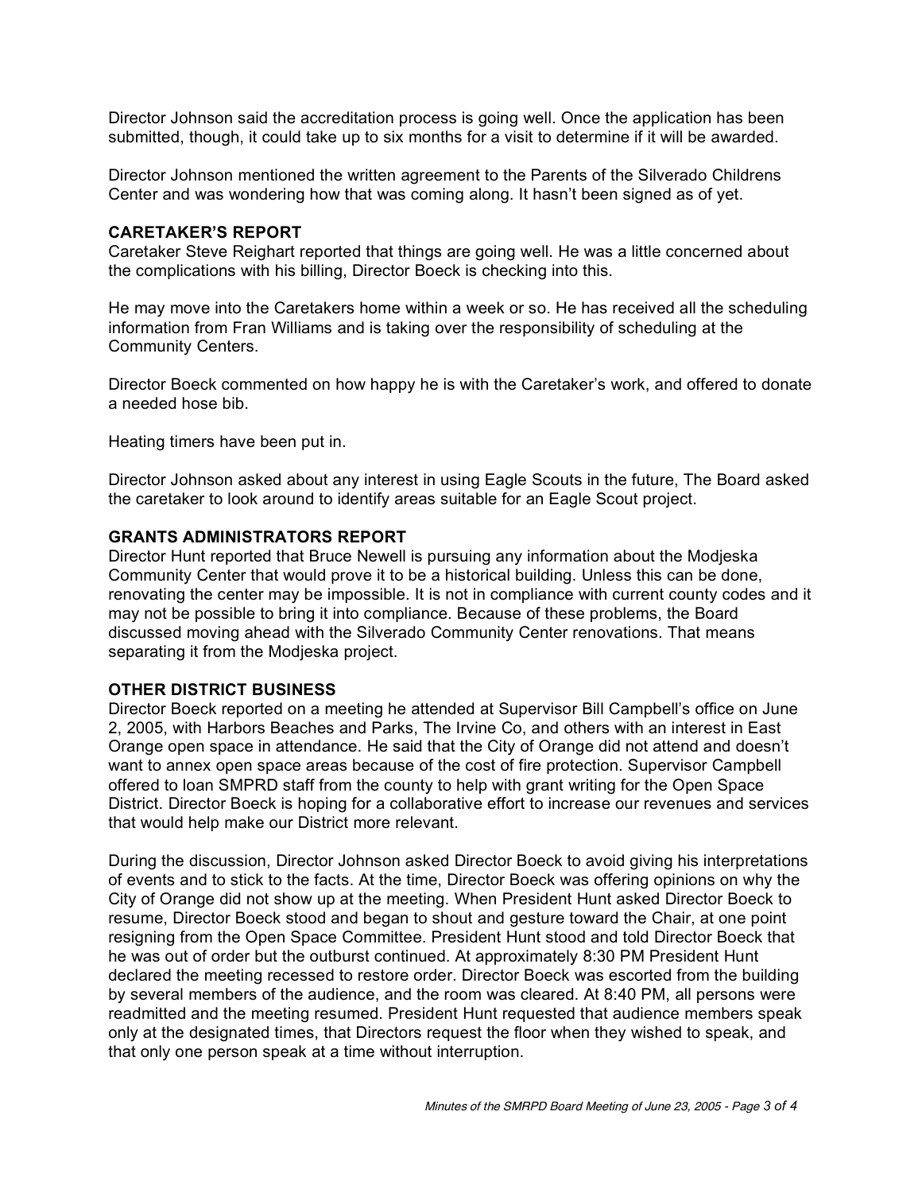Director Johnson said the accreditation process is going well. Once the application has been submitted, though, it could take up to six months for a visit to determine if it will be awarded.

Director Johnson mentioned the written agreement to the Parents of the Silverado Childrens Center and was wondering how that was coming along. It hasn't been signed as of yet.

### CARETAKER'S REPORT

Caretaker Steve Reighart reported that things are going well. He was a little concerned about the complications with his billing, Director Boeck is checking into this.

He may move into the Caretakers home within a week or so. He has received all the scheduling information from Fran Williams and is taking over the responsibility of scheduling at the Community Centers.

Director Boeck commented on how happy he is with the Caretaker's work, and offered to donate a needed hose bib.

Heating timers have been put in.

Director Johnson asked about any interest in using Eagle Scouts in the future, The Board asked the caretaker to look around to identify areas suitable for an Eagle Scout project.

### GRANTS ADMINISTRATORS REPORT

Director Hunt reported that Bruce Newell is pursuing any information about the Modjeska Community Center that would prove it to be a historical building. Unless this can be done, renovating the center may be impossible. It is not in compliance with current county codes and it may not be possible to bring it into compliance. Because of these problems, the Board discussed moving ahead with the Silverado Community Center renovations. That means separating it from the Modjeska project.

### OTHER DISTRICT BUSINESS

Director Boeck reported on a meeting he attended at Supervisor Bill Campbell's office on June 2, 2005, with Harbors Beaches and Parks, The Irvine Co, and others with an interest in East Orange open space in attendance. He said that the City of Orange did not attend and doesn't want to annex open space areas because of the cost of fire protection. Supervisor Campbell offered to loan SMPRD staff from the county to help with grant writing for the Open Space District. Director Boeck is hoping for a collaborative effort to increase our revenues and services that would help make our District more relevant.

During the discussion, Director Johnson asked Director Boeck to avoid giving his interpretations of events and to stick to the facts. At the time, Director Boeck was offering opinions on why the City of Orange did not show up at the meeting. When President Hunt asked Director Boeck to resume, Director Boeck stood and began to shout and gesture toward the Chair, at one point resigning from the Open Space Committee. President Hunt stood and told Director Boeck that he was out of order but the outburst continued. At approximately 8:30 PM President Hunt declared the meeting recessed to restore order. Director Boeck was escorted from the building by several members of the audience, and the room was cleared. At 8:40 PM, all persons were readmitted and the meeting resumed. President Hunt requested that audience members speak only at the designated times, that Directors request the floor when they wished to speak, and that only one person speak at a time without interruption.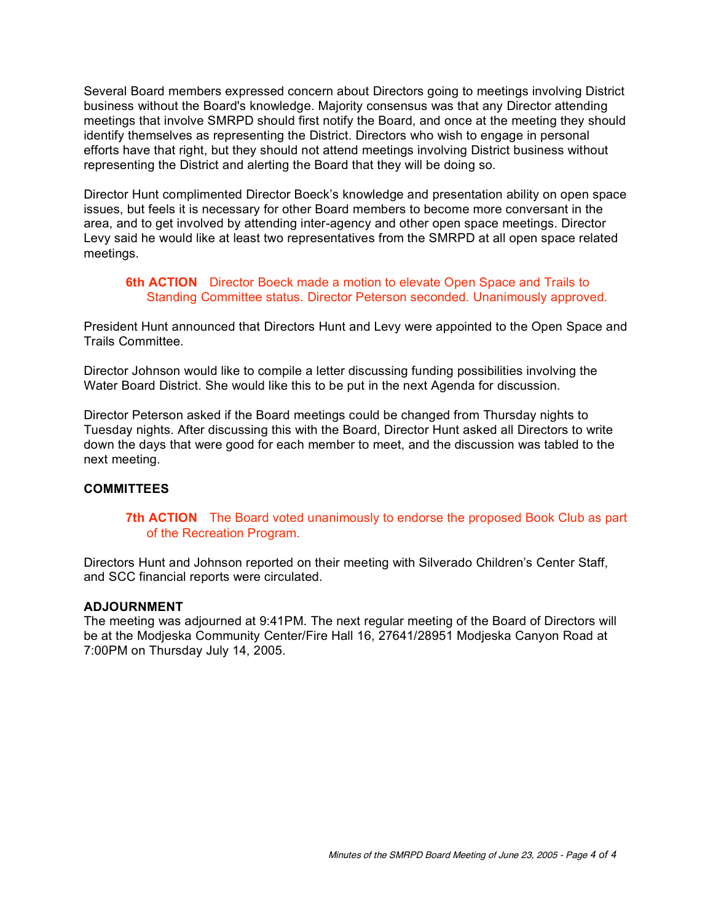Several Board members expressed concern about Directors going to meetings involving District business without the Board's knowledge. Majority consensus was that any Director attending meetings that involve SMRPD should first notify the Board, and once at the meeting they should identify themselves as representing the District. Directors who wish to engage in personal efforts have that right, but they should not attend meetings involving District business without representing the District and alerting the Board that they will be doing so.

Director Hunt complimented Director Boeck's knowledge and presentation ability on open space issues, but feels it is necessary for other Board members to become more conversant in the area, and to get involved by attending inter-agency and other open space meetings. Director Levy said he would like at least two representatives from the SMRPD at all open space related meetings.

> **6th ACTION** Director Boeck made a motion to elevate Open Space and Trails to Standing Committee status. Director Peterson seconded. Unanimously approved.

President Hunt announced that Directors Hunt and Levy were appointed to the Open Space and Trails Committee.

Director Johnson would like to compile a letter discussing funding possibilities involving the Water Board District. She would like this to be put in the next Agenda for discussion.

Director Peterson asked if the Board meetings could be changed from Thursday nights to Tuesday nights. After discussing this with the Board, Director Hunt asked all Directors to write down the days that were good for each member to meet, and the discussion was tabled to the next meeting.

**COMMITTEES**

> **7th ACTION** The Board voted unanimously to endorse the proposed Book Club as part of the Recreation Program.

Directors Hunt and Johnson reported on their meeting with Silverado Children's Center Staff, and SCC financial reports were circulated.

**ADJOURNMENT**

The meeting was adjourned at 9:41PM. The next regular meeting of the Board of Directors will be at the Modjeska Community Center/Fire Hall 16, 27641/28951 Modjeska Canyon Road at 7:00PM on Thursday July 14, 2005.